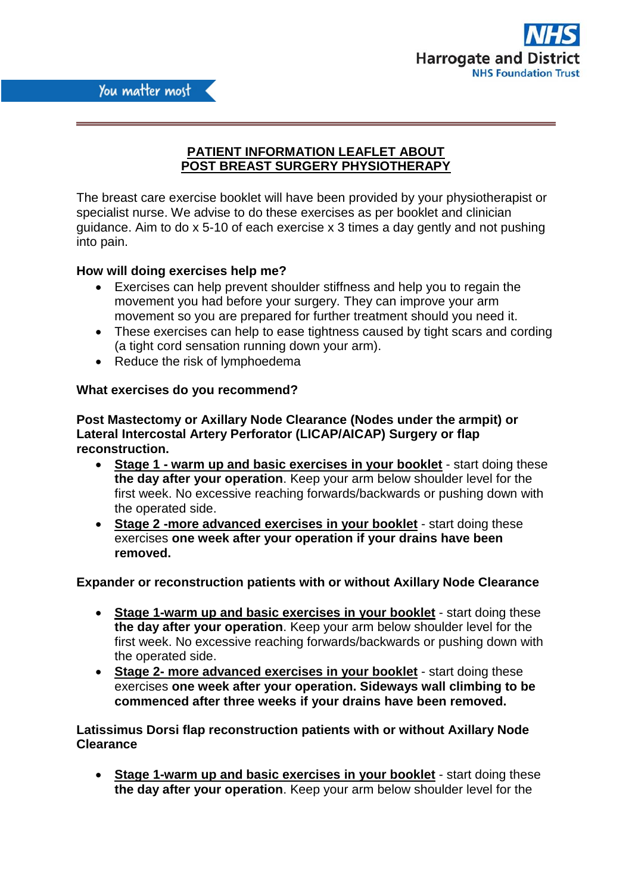Harrogate and District
NHS Foundation Trust

You matter most

# PATIENT INFORMATION LEAFLET ABOUT POST BREAST SURGERY PHYSIOTHERAPY

The breast care exercise booklet will have been provided by your physiotherapist or specialist nurse. We advise to do these exercises as per booklet and clinician guidance. Aim to do x 5-10 of each exercise x 3 times a day gently and not pushing into pain.

**How will doing exercises help me?**

- Exercises can help prevent shoulder stiffness and help you to regain the movement you had before your surgery. They can improve your arm movement so you are prepared for further treatment should you need it.
- These exercises can help to ease tightness caused by tight scars and cording (a tight cord sensation running down your arm).
- Reduce the risk of lymphoedema

**What exercises do you recommend?**

**Post Mastectomy or Axillary Node Clearance (Nodes under the armpit) or Lateral Intercostal Artery Perforator (LICAP/AICAP) Surgery or flap reconstruction.**

- **Stage 1 - warm up and basic exercises in your booklet** - start doing these **the day after your operation**. Keep your arm below shoulder level for the first week. No excessive reaching forwards/backwards or pushing down with the operated side.
- **Stage 2 -more advanced exercises in your booklet** - start doing these exercises **one week after your operation if your drains have been removed.**

**Expander or reconstruction patients with or without Axillary Node Clearance**

- **Stage 1-warm up and basic exercises in your booklet** - start doing these **the day after your operation**. Keep your arm below shoulder level for the first week. No excessive reaching forwards/backwards or pushing down with the operated side.
- **Stage 2- more advanced exercises in your booklet** - start doing these exercises **one week after your operation. Sideways wall climbing to be commenced after three weeks if your drains have been removed.**

**Latissimus Dorsi flap reconstruction patients with or without Axillary Node Clearance**

- **Stage 1-warm up and basic exercises in your booklet** - start doing these **the day after your operation**. Keep your arm below shoulder level for the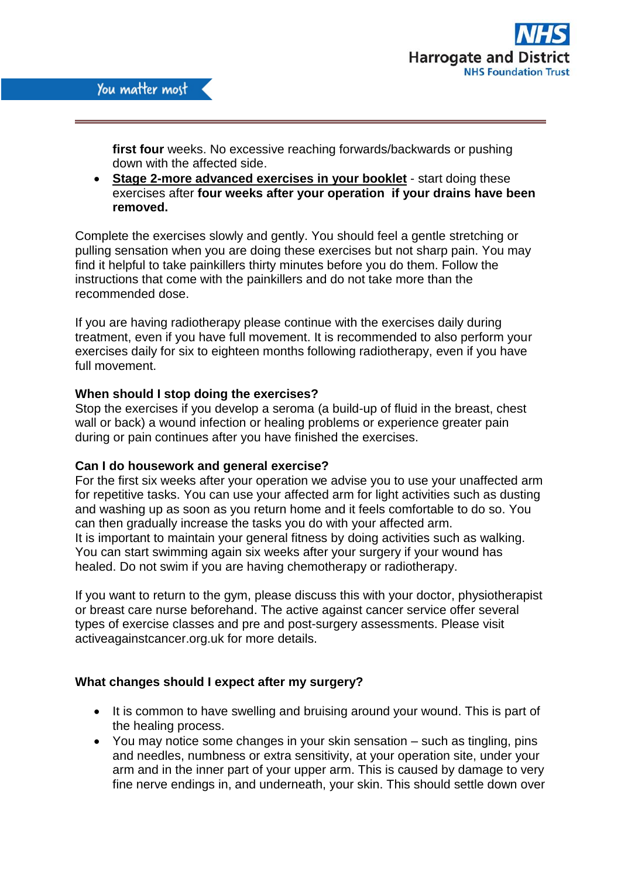**first four** weeks. No excessive reaching forwards/backwards or pushing down with the affected side.

- **Stage 2-more advanced exercises in your booklet** - start doing these exercises after **four weeks after your operation if your drains have been removed.**

Complete the exercises slowly and gently. You should feel a gentle stretching or pulling sensation when you are doing these exercises but not sharp pain. You may find it helpful to take painkillers thirty minutes before you do them. Follow the instructions that come with the painkillers and do not take more than the recommended dose.

If you are having radiotherapy please continue with the exercises daily during treatment, even if you have full movement. It is recommended to also perform your exercises daily for six to eighteen months following radiotherapy, even if you have full movement.

**When should I stop doing the exercises?**

Stop the exercises if you develop a seroma (a build-up of fluid in the breast, chest wall or back) a wound infection or healing problems or experience greater pain during or pain continues after you have finished the exercises.

**Can I do housework and general exercise?**

For the first six weeks after your operation we advise you to use your unaffected arm for repetitive tasks. You can use your affected arm for light activities such as dusting and washing up as soon as you return home and it feels comfortable to do so. You can then gradually increase the tasks you do with your affected arm.

It is important to maintain your general fitness by doing activities such as walking. You can start swimming again six weeks after your surgery if your wound has healed. Do not swim if you are having chemotherapy or radiotherapy.

If you want to return to the gym, please discuss this with your doctor, physiotherapist or breast care nurse beforehand. The active against cancer service offer several types of exercise classes and pre and post-surgery assessments. Please visit activeagainstcancer.org.uk for more details.

**What changes should I expect after my surgery?**

- It is common to have swelling and bruising around your wound. This is part of the healing process.
- You may notice some changes in your skin sensation – such as tingling, pins and needles, numbness or extra sensitivity, at your operation site, under your arm and in the inner part of your upper arm. This is caused by damage to very fine nerve endings in, and underneath, your skin. This should settle down over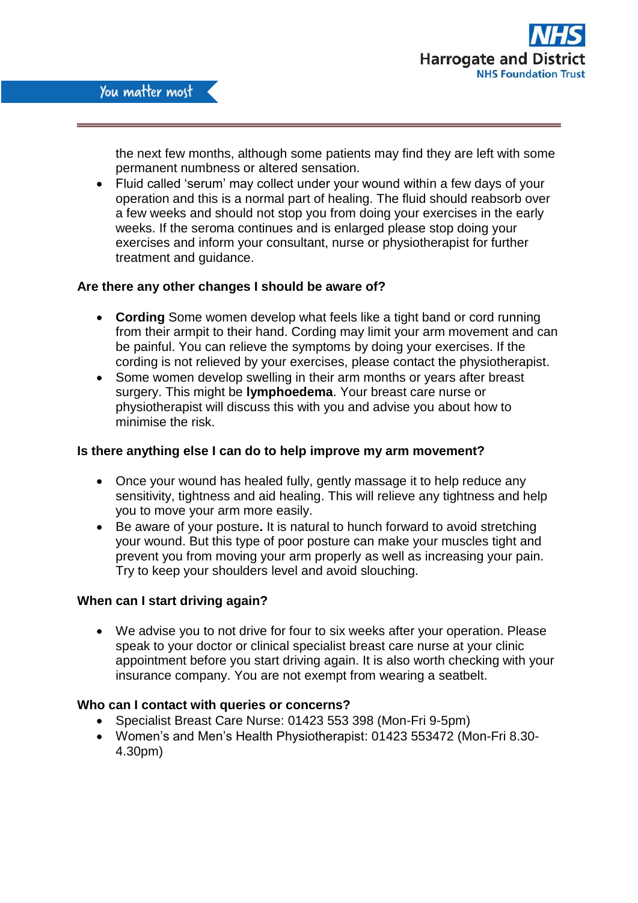the next few months, although some patients may find they are left with some permanent numbness or altered sensation.

- Fluid called 'serum' may collect under your wound within a few days of your operation and this is a normal part of healing. The fluid should reabsorb over a few weeks and should not stop you from doing your exercises in the early weeks. If the seroma continues and is enlarged please stop doing your exercises and inform your consultant, nurse or physiotherapist for further treatment and guidance.

**Are there any other changes I should be aware of?**

- **Cording** Some women develop what feels like a tight band or cord running from their armpit to their hand. Cording may limit your arm movement and can be painful. You can relieve the symptoms by doing your exercises. If the cording is not relieved by your exercises, please contact the physiotherapist.
- Some women develop swelling in their arm months or years after breast surgery. This might be **lymphoedema**. Your breast care nurse or physiotherapist will discuss this with you and advise you about how to minimise the risk.

**Is there anything else I can do to help improve my arm movement?**

- Once your wound has healed fully, gently massage it to help reduce any sensitivity, tightness and aid healing. This will relieve any tightness and help you to move your arm more easily.
- Be aware of your posture**.** It is natural to hunch forward to avoid stretching your wound. But this type of poor posture can make your muscles tight and prevent you from moving your arm properly as well as increasing your pain. Try to keep your shoulders level and avoid slouching.

**When can I start driving again?**

- We advise you to not drive for four to six weeks after your operation. Please speak to your doctor or clinical specialist breast care nurse at your clinic appointment before you start driving again. It is also worth checking with your insurance company. You are not exempt from wearing a seatbelt.

**Who can I contact with queries or concerns?**

- Specialist Breast Care Nurse: 01423 553 398 (Mon-Fri 9-5pm)
- Women's and Men's Health Physiotherapist: 01423 553472 (Mon-Fri 8.30-4.30pm)